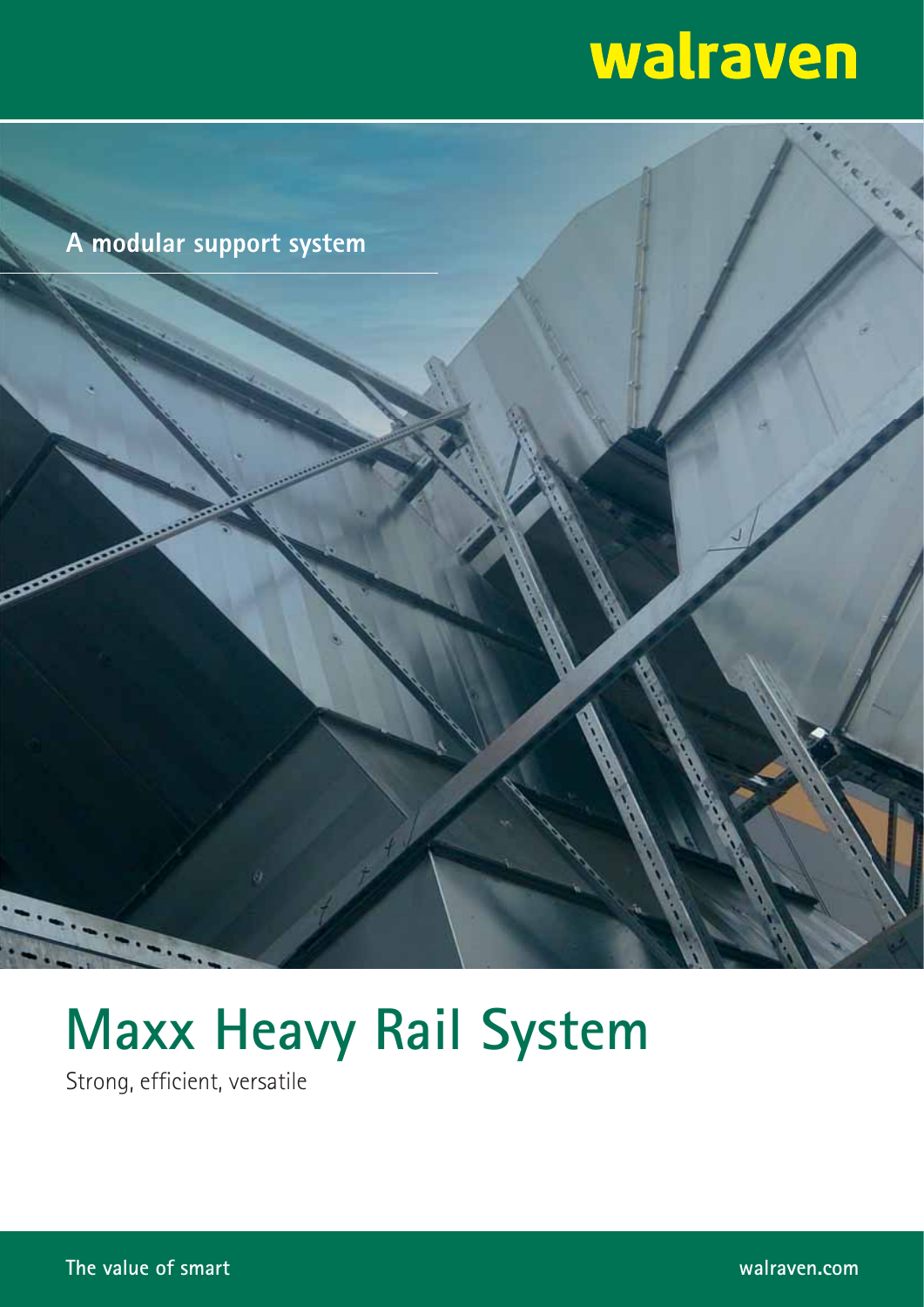walraven

A modular support system

# Maxx Heavy Rail System

Strong, efficient, versatile

The value of smart

walraven.com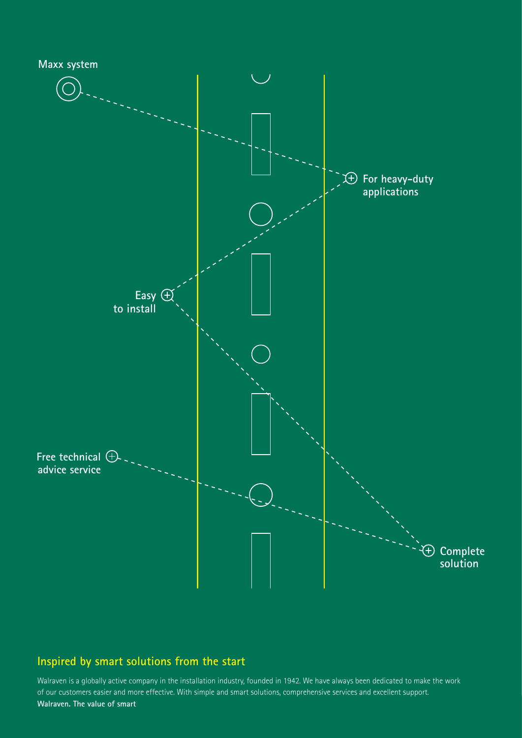Maxx system

For heavy-duty applications

Easy to install

Free technical advice service

Complete solution

## Inspired by smart solutions from the start

Walraven is a globally active company in the installation industry, founded in 1942. We have always been dedicated to make the work of our customers easier and more effective. With simple and smart solutions, comprehensive services and excellent support.
**Walraven. The value of smart**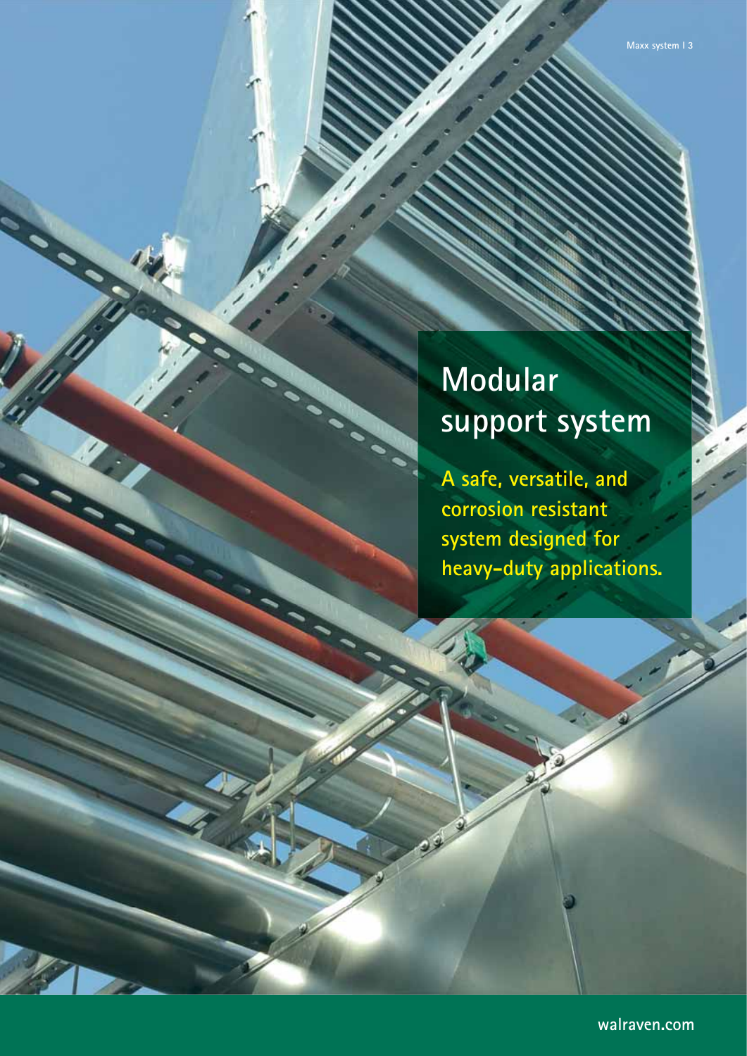# Modular support system

**A safe, versatile, and corrosion resistant system designed for heavy-duty applications.**

walraven.com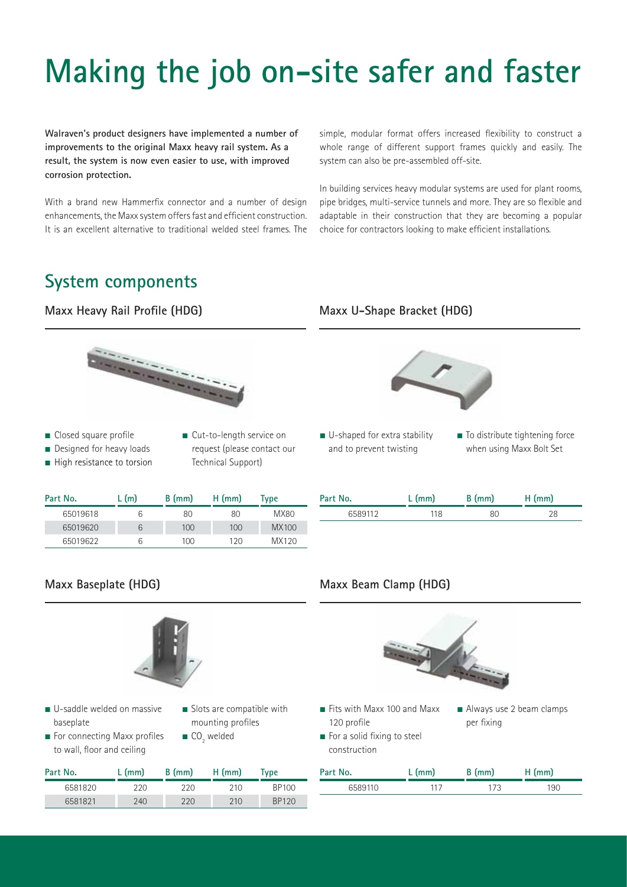# Making the job on-site safer and faster

**Walraven's product designers have implemented a number of improvements to the original Maxx heavy rail system. As a result, the system is now even easier to use, with improved corrosion protection.**

With a brand new Hammerfix connector and a number of design enhancements, the Maxx system offers fast and efficient construction. It is an excellent alternative to traditional welded steel frames. The simple, modular format offers increased flexibility to construct a whole range of different support frames quickly and easily. The system can also be pre-assembled off-site.

In building services heavy modular systems are used for plant rooms, pipe bridges, multi-service tunnels and more. They are so flexible and adaptable in their construction that they are becoming a popular choice for contractors looking to make efficient installations.

## System components

### Maxx Heavy Rail Profile (HDG)

- Closed square profile
- Designed for heavy loads
- High resistance to torsion
- Cut-to-length service on request (please contact our Technical Support)

| Part No. | L (m) | B (mm) | H (mm) | Type |
|---|---|---|---|---|
| 65019618 | 6 | 80 | 80 | MX80 |
| 65019620 | 6 | 100 | 100 | MX100 |
| 65019622 | 6 | 100 | 120 | MX120 |

### Maxx U-Shape Bracket (HDG)

- U-shaped for extra stability and to prevent twisting
- To distribute tightening force when using Maxx Bolt Set

| Part No. | L (mm) | B (mm) | H (mm) |
|---|---|---|---|
| 6589112 | 118 | 80 | 28 |

### Maxx Baseplate (HDG)

- U-saddle welded on massive baseplate
- For connecting Maxx profiles to wall, floor and ceiling
- Slots are compatible with mounting profiles
- $CO_2$ welded

| Part No. | L (mm) | B (mm) | H (mm) | Type |
|---|---|---|---|---|
| 6581820 | 220 | 220 | 210 | BP100 |
| 6581821 | 240 | 220 | 210 | BP120 |

### Maxx Beam Clamp (HDG)

- Fits with Maxx 100 and Maxx 120 profile
- For a solid fixing to steel construction
- Always use 2 beam clamps per fixing

| Part No. | L (mm) | B (mm) | H (mm) |
|---|---|---|---|
| 6589110 | 117 | 173 | 190 |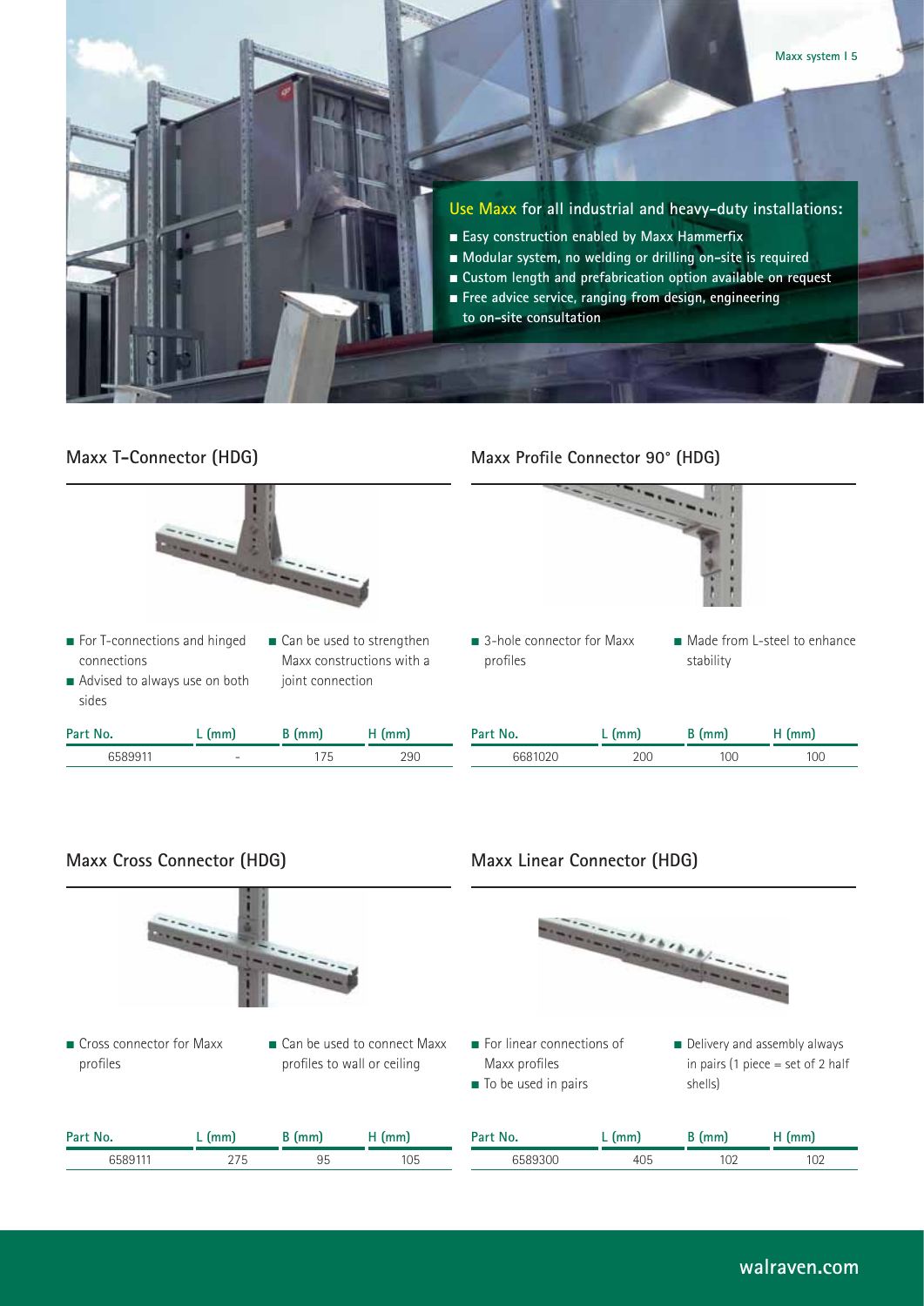**Use Maxx for all industrial and heavy-duty installations:**

- Easy construction enabled by Maxx Hammerfix
- Modular system, no welding or drilling on-site is required
- Custom length and prefabrication option available on request
- Free advice service, ranging from design, engineering to on-site consultation

## Maxx T-Connector (HDG)

- For T-connections and hinged connections
- Advised to always use on both sides
- Can be used to strengthen Maxx constructions with a joint connection

| Part No. | L (mm) | B (mm) | H (mm) |
|---|---|---|---|
| 6589911 | - | 175 | 290 |

## Maxx Profile Connector 90° (HDG)

- 3-hole connector for Maxx profiles
- Made from L-steel to enhance stability

| Part No. | L (mm) | B (mm) | H (mm) |
|---|---|---|---|
| 6681020 | 200 | 100 | 100 |

## Maxx Cross Connector (HDG)

- Cross connector for Maxx profiles
- Can be used to connect Maxx profiles to wall or ceiling

| Part No. | L (mm) | B (mm) | H (mm) |
|---|---|---|---|
| 6589111 | 275 | 95 | 105 |

## Maxx Linear Connector (HDG)

- For linear connections of Maxx profiles
- To be used in pairs
- Delivery and assembly always in pairs (1 piece = set of 2 half shells)

| Part No. | L (mm) | B (mm) | H (mm) |
|---|---|---|---|
| 6589300 | 405 | 102 | 102 |

walraven.com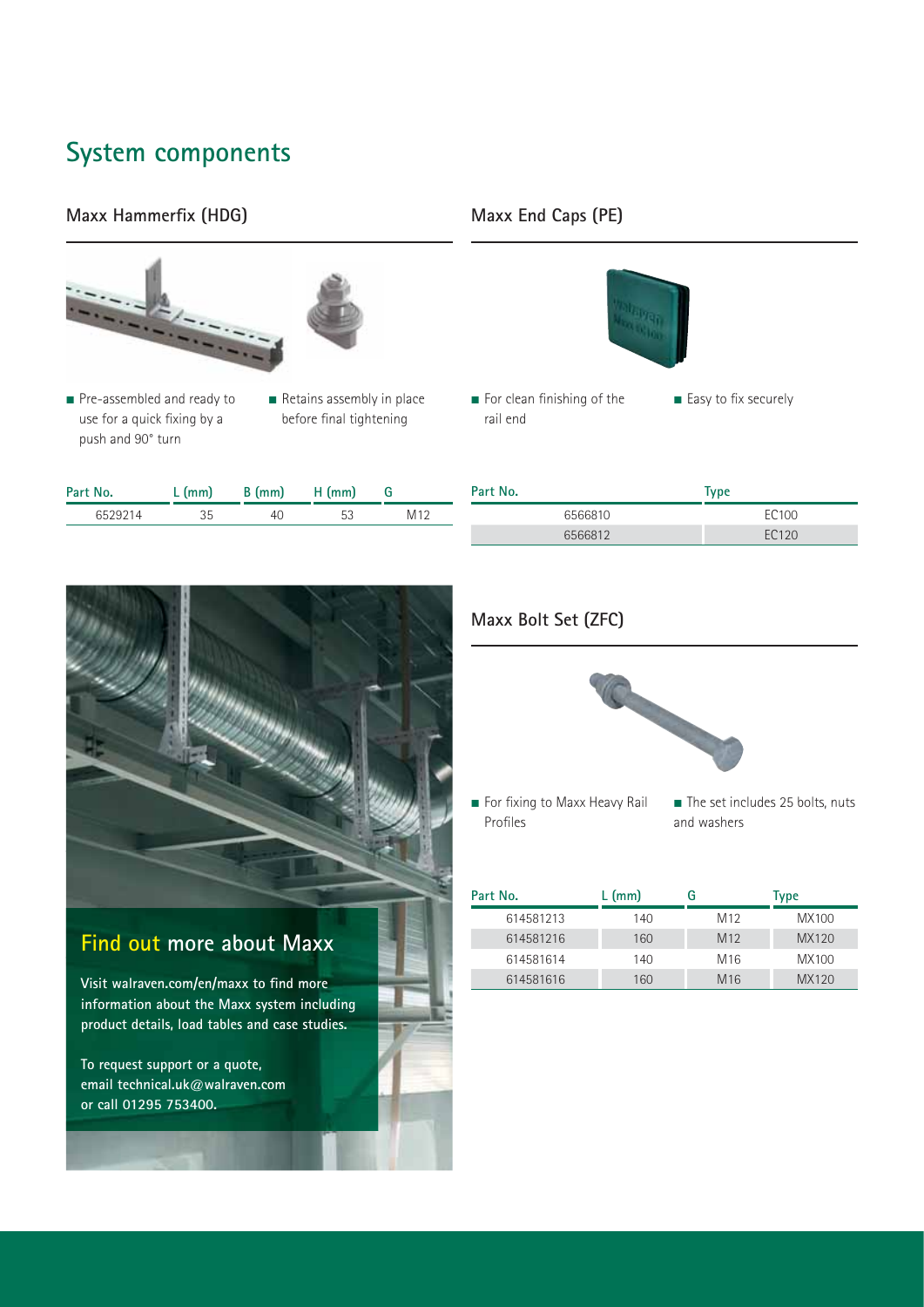# System components

## Maxx Hammerfix (HDG)

- Pre-assembled and ready to use for a quick fixing by a push and 90° turn
- Retains assembly in place before final tightening

| Part No. | L (mm) | B (mm) | H (mm) | G |
|---|---|---|---|---|
| 6529214 | 35 | 40 | 53 | M12 |

## Maxx End Caps (PE)

- For clean finishing of the rail end
- Easy to fix securely

| Part No. | Type |
|---|---|
| 6566810 | EC100 |
| 6566812 | EC120 |

## Maxx Bolt Set (ZFC)

- For fixing to Maxx Heavy Rail Profiles
- The set includes 25 bolts, nuts and washers

| Part No. | L (mm) | G | Type |
|---|---|---|---|
| 614581213 | 140 | M12 | MX100 |
| 614581216 | 160 | M12 | MX120 |
| 614581614 | 140 | M16 | MX100 |
| 614581616 | 160 | M16 | MX120 |

## Find out more about Maxx

**Visit walraven.com/en/maxx to find more information about the Maxx system including product details, load tables and case studies.**

**To request support or a quote, email technical.uk@walraven.com or call 01295 753400.**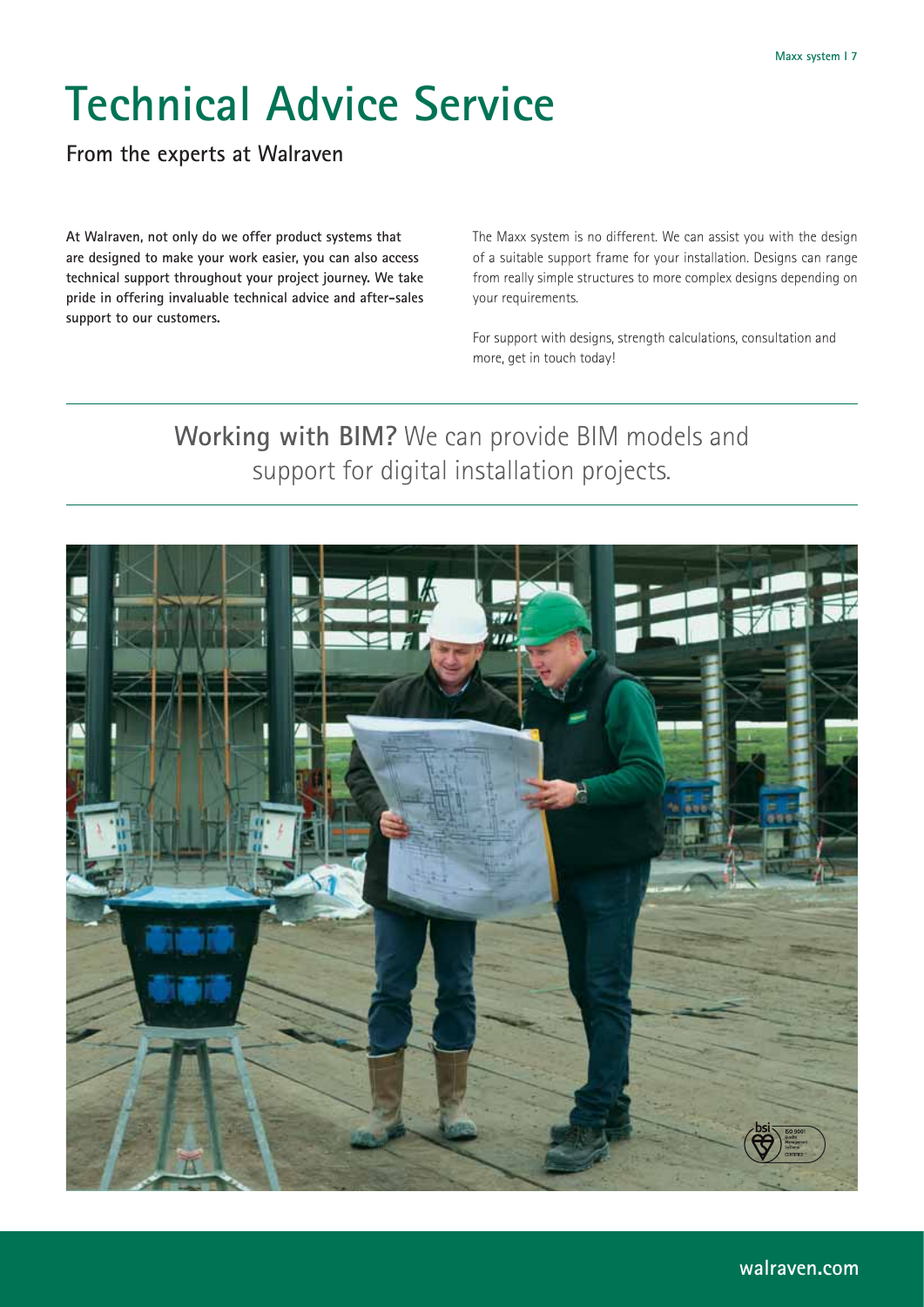# Technical Advice Service

## From the experts at Walraven

**At Walraven, not only do we offer product systems that are designed to make your work easier, you can also access technical support throughout your project journey. We take pride in offering invaluable technical advice and after-sales support to our customers.**

The Maxx system is no different. We can assist you with the design of a suitable support frame for your installation. Designs can range from really simple structures to more complex designs depending on your requirements.

For support with designs, strength calculations, consultation and more, get in touch today!

**Working with BIM?** We can provide BIM models and support for digital installation projects.

walraven.com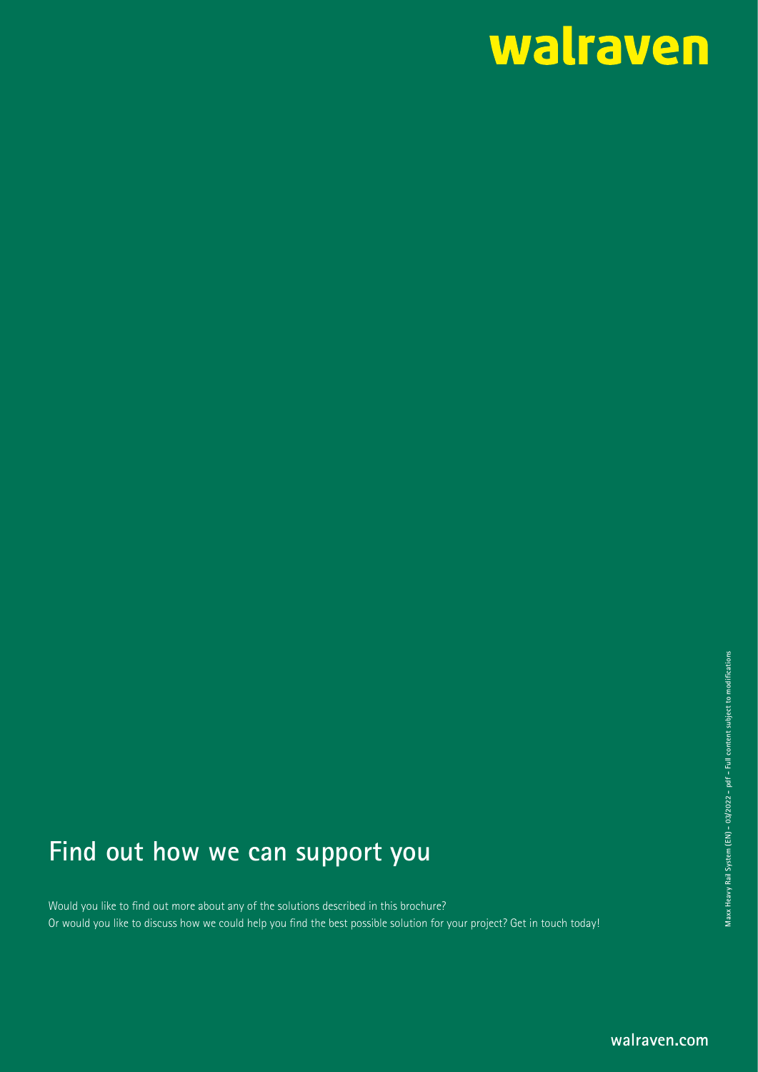walraven

## Find out how we can support you

Would you like to find out more about any of the solutions described in this brochure?
Or would you like to discuss how we could help you find the best possible solution for your project? Get in touch today!

Maxx Heavy Rail System (EN) – 03/2022 – pdf – Full content subject to modifications

walraven.com